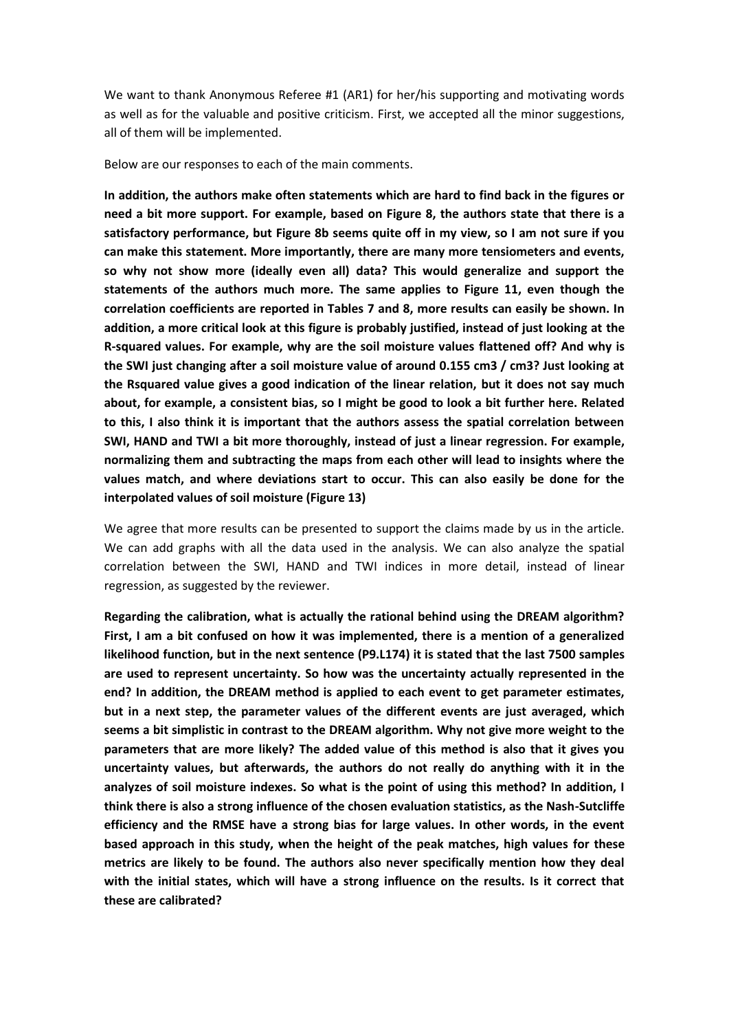We want to thank Anonymous Referee #1 (AR1) for her/his supporting and motivating words as well as for the valuable and positive criticism. First, we accepted all the minor suggestions, all of them will be implemented.

Below are our responses to each of the main comments.

**In addition, the authors make often statements which are hard to find back in the figures or need a bit more support. For example, based on Figure 8, the authors state that there is a satisfactory performance, but Figure 8b seems quite off in my view, so I am not sure if you can make this statement. More importantly, there are many more tensiometers and events, so why not show more (ideally even all) data? This would generalize and support the statements of the authors much more. The same applies to Figure 11, even though the correlation coefficients are reported in Tables 7 and 8, more results can easily be shown. In addition, a more critical look at this figure is probably justified, instead of just looking at the R-squared values. For example, why are the soil moisture values flattened off? And why is the SWI just changing after a soil moisture value of around 0.155 cm3 / cm3? Just looking at the Rsquared value gives a good indication of the linear relation, but it does not say much about, for example, a consistent bias, so I might be good to look a bit further here. Related to this, I also think it is important that the authors assess the spatial correlation between SWI, HAND and TWI a bit more thoroughly, instead of just a linear regression. For example, normalizing them and subtracting the maps from each other will lead to insights where the values match, and where deviations start to occur. This can also easily be done for the interpolated values of soil moisture (Figure 13)**

We agree that more results can be presented to support the claims made by us in the article. We can add graphs with all the data used in the analysis. We can also analyze the spatial correlation between the SWI, HAND and TWI indices in more detail, instead of linear regression, as suggested by the reviewer.

**Regarding the calibration, what is actually the rational behind using the DREAM algorithm? First, I am a bit confused on how it was implemented, there is a mention of a generalized likelihood function, but in the next sentence (P9.L174) it is stated that the last 7500 samples are used to represent uncertainty. So how was the uncertainty actually represented in the end? In addition, the DREAM method is applied to each event to get parameter estimates, but in a next step, the parameter values of the different events are just averaged, which seems a bit simplistic in contrast to the DREAM algorithm. Why not give more weight to the parameters that are more likely? The added value of this method is also that it gives you uncertainty values, but afterwards, the authors do not really do anything with it in the analyzes of soil moisture indexes. So what is the point of using this method? In addition, I think there is also a strong influence of the chosen evaluation statistics, as the Nash-Sutcliffe efficiency and the RMSE have a strong bias for large values. In other words, in the event based approach in this study, when the height of the peak matches, high values for these metrics are likely to be found. The authors also never specifically mention how they deal with the initial states, which will have a strong influence on the results. Is it correct that these are calibrated?**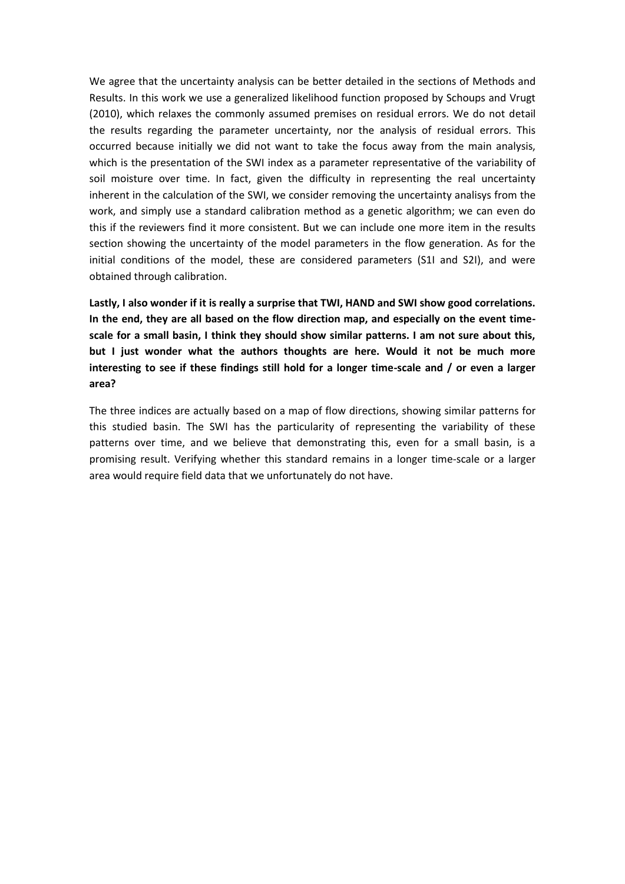We agree that the uncertainty analysis can be better detailed in the sections of Methods and Results. In this work we use a generalized likelihood function proposed by Schoups and Vrugt (2010), which relaxes the commonly assumed premises on residual errors. We do not detail the results regarding the parameter uncertainty, nor the analysis of residual errors. This occurred because initially we did not want to take the focus away from the main analysis, which is the presentation of the SWI index as a parameter representative of the variability of soil moisture over time. In fact, given the difficulty in representing the real uncertainty inherent in the calculation of the SWI, we consider removing the uncertainty analisys from the work, and simply use a standard calibration method as a genetic algorithm; we can even do this if the reviewers find it more consistent. But we can include one more item in the results section showing the uncertainty of the model parameters in the flow generation. As for the initial conditions of the model, these are considered parameters (S1I and S2I), and were obtained through calibration.

**Lastly, I also wonder if it is really a surprise that TWI, HAND and SWI show good correlations. In the end, they are all based on the flow direction map, and especially on the event time-scale for a small basin, I think they should show similar patterns. I am not sure about this, but I just wonder what the authors thoughts are here. Would it not be much more interesting to see if these findings still hold for a longer time-scale and / or even a larger area?**

The three indices are actually based on a map of flow directions, showing similar patterns for this studied basin. The SWI has the particularity of representing the variability of these patterns over time, and we believe that demonstrating this, even for a small basin, is a promising result. Verifying whether this standard remains in a longer time-scale or a larger area would require field data that we unfortunately do not have.